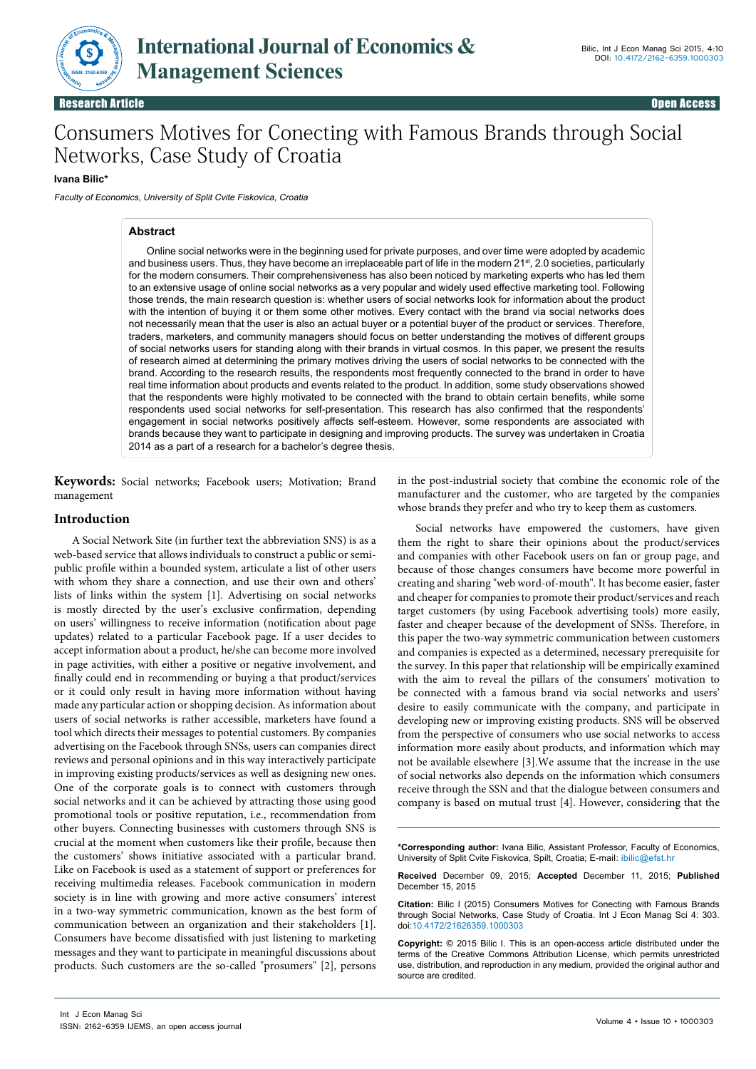# Consumers Motives for Conecting with Famous Brands through Social Networks, Case Study of Croatia

**Ivana Bilic***

*Faculty of Economics, University of Split Cvite Fiskovica, Croatia*

## Abstract

Online social networks were in the beginning used for private purposes, and over time were adopted by academic and business users. Thus, they have become an irreplaceable part of life in the modern 21st, 2.0 societies, particularly for the modern consumers. Their comprehensiveness has also been noticed by marketing experts who has led them to an extensive usage of online social networks as a very popular and widely used effective marketing tool. Following those trends, the main research question is: whether users of social networks look for information about the product with the intention of buying it or them some other motives. Every contact with the brand via social networks does not necessarily mean that the user is also an actual buyer or a potential buyer of the product or services. Therefore, traders, marketers, and community managers should focus on better understanding the motives of different groups of social networks users for standing along with their brands in virtual cosmos. In this paper, we present the results of research aimed at determining the primary motives driving the users of social networks to be connected with the brand. According to the research results, the respondents most frequently connected to the brand in order to have real time information about products and events related to the product. In addition, some study observations showed that the respondents were highly motivated to be connected with the brand to obtain certain benefits, while some respondents used social networks for self-presentation. This research has also confirmed that the respondents' engagement in social networks positively affects self-esteem. However, some respondents are associated with brands because they want to participate in designing and improving products. The survey was undertaken in Croatia 2014 as a part of a research for a bachelor's degree thesis.

**Keywords:** Social networks; Facebook users; Motivation; Brand management

## Introduction

A Social Network Site (in further text the abbreviation SNS) is as a web-based service that allows individuals to construct a public or semi-public profile within a bounded system, articulate a list of other users with whom they share a connection, and use their own and others' lists of links within the system [1]. Advertising on social networks is mostly directed by the user's exclusive confirmation, depending on users' willingness to receive information (notification about page updates) related to a particular Facebook page. If a user decides to accept information about a product, he/she can become more involved in page activities, with either a positive or negative involvement, and finally could end in recommending or buying a that product/services or it could only result in having more information without having made any particular action or shopping decision. As information about users of social networks is rather accessible, marketers have found a tool which directs their messages to potential customers. By companies advertising on the Facebook through SNSs, users can companies direct reviews and personal opinions and in this way interactively participate in improving existing products/services as well as designing new ones. One of the corporate goals is to connect with customers through social networks and it can be achieved by attracting those using good promotional tools or positive reputation, i.e., recommendation from other buyers. Connecting businesses with customers through SNS is crucial at the moment when customers like their profile, because then the customers' shows initiative associated with a particular brand. Like on Facebook is used as a statement of support or preferences for receiving multimedia releases. Facebook communication in modern society is in line with growing and more active consumers' interest in a two-way symmetric communication, known as the best form of communication between an organization and their stakeholders [1]. Consumers have become dissatisfied with just listening to marketing messages and they want to participate in meaningful discussions about products. Such customers are the so-called "prosumers" [2], persons in the post-industrial society that combine the economic role of the manufacturer and the customer, who are targeted by the companies whose brands they prefer and who try to keep them as customers.

Social networks have empowered the customers, have given them the right to share their opinions about the product/services and companies with other Facebook users on fan or group page, and because of those changes consumers have become more powerful in creating and sharing "web word-of-mouth". It has become easier, faster and cheaper for companies to promote their product/services and reach target customers (by using Facebook advertising tools) more easily, faster and cheaper because of the development of SNSs. Therefore, in this paper the two-way symmetric communication between customers and companies is expected as a determined, necessary prerequisite for the survey. In this paper that relationship will be empirically examined with the aim to reveal the pillars of the consumers' motivation to be connected with a famous brand via social networks and users' desire to easily communicate with the company, and participate in developing new or improving existing products. SNS will be observed from the perspective of consumers who use social networks to access information more easily about products, and information which may not be available elsewhere [3].We assume that the increase in the use of social networks also depends on the information which consumers receive through the SSN and that the dialogue between consumers and company is based on mutual trust [4]. However, considering that the

---

***Corresponding author:** Ivana Bilic, Assistant Professor, Faculty of Economics, University of Split Cvite Fiskovica, Spilt, Croatia; E-mail: ibilic@efst.hr

**Received** December 09, 2015; **Accepted** December 11, 2015; **Published** December 15, 2015

**Citation:** Bilic I (2015) Consumers Motives for Conecting with Famous Brands through Social Networks, Case Study of Croatia. Int J Econ Manag Sci 4: 303. doi:10.4172/21626359.1000303

**Copyright:** © 2015 Bilic I. This is an open-access article distributed under the terms of the Creative Commons Attribution License, which permits unrestricted use, distribution, and reproduction in any medium, provided the original author and source are credited.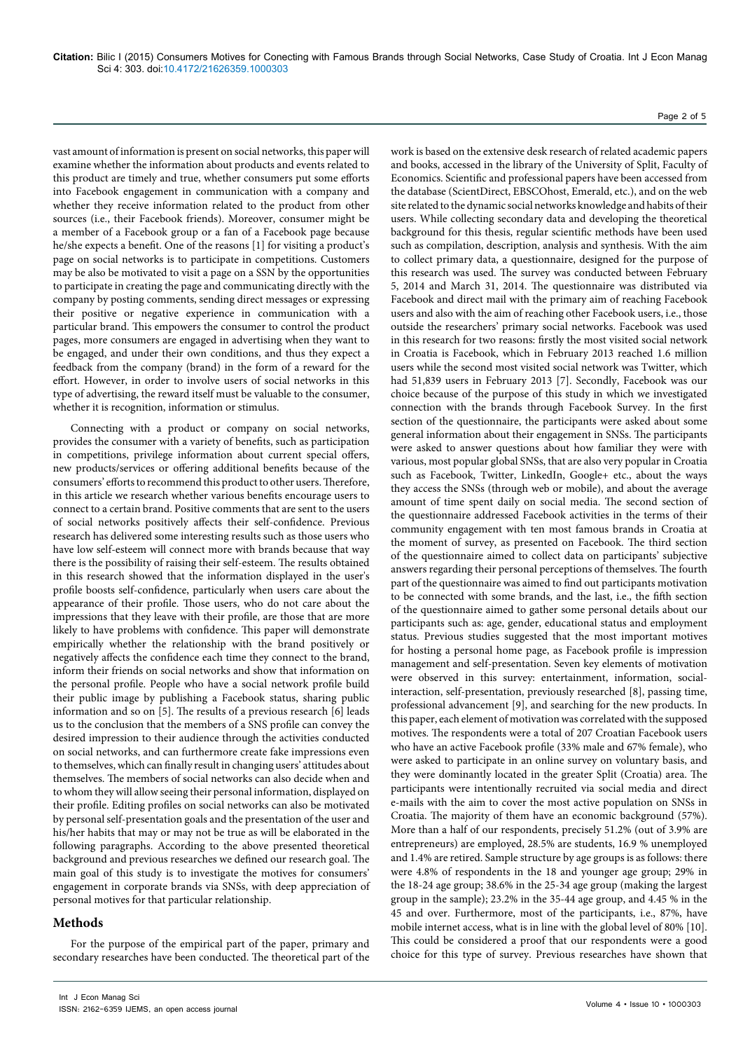vast amount of information is present on social networks, this paper will examine whether the information about products and events related to this product are timely and true, whether consumers put some efforts into Facebook engagement in communication with a company and whether they receive information related to the product from other sources (i.e., their Facebook friends). Moreover, consumer might be a member of a Facebook group or a fan of a Facebook page because he/she expects a benefit. One of the reasons [1] for visiting a product's page on social networks is to participate in competitions. Customers may be also be motivated to visit a page on a SSN by the opportunities to participate in creating the page and communicating directly with the company by posting comments, sending direct messages or expressing their positive or negative experience in communication with a particular brand. This empowers the consumer to control the product pages, more consumers are engaged in advertising when they want to be engaged, and under their own conditions, and thus they expect a feedback from the company (brand) in the form of a reward for the effort. However, in order to involve users of social networks in this type of advertising, the reward itself must be valuable to the consumer, whether it is recognition, information or stimulus.

Connecting with a product or company on social networks, provides the consumer with a variety of benefits, such as participation in competitions, privilege information about current special offers, new products/services or offering additional benefits because of the consumers' efforts to recommend this product to other users. Therefore, in this article we research whether various benefits encourage users to connect to a certain brand. Positive comments that are sent to the users of social networks positively affects their self-confidence. Previous research has delivered some interesting results such as those users who have low self-esteem will connect more with brands because that way there is the possibility of raising their self-esteem. The results obtained in this research showed that the information displayed in the user's profile boosts self-confidence, particularly when users care about the appearance of their profile. Those users, who do not care about the impressions that they leave with their profile, are those that are more likely to have problems with confidence. This paper will demonstrate empirically whether the relationship with the brand positively or negatively affects the confidence each time they connect to the brand, inform their friends on social networks and show that information on the personal profile. People who have a social network profile build their public image by publishing a Facebook status, sharing public information and so on [5]. The results of a previous research [6] leads us to the conclusion that the members of a SNS profile can convey the desired impression to their audience through the activities conducted on social networks, and can furthermore create fake impressions even to themselves, which can finally result in changing users' attitudes about themselves. The members of social networks can also decide when and to whom they will allow seeing their personal information, displayed on their profile. Editing profiles on social networks can also be motivated by personal self-presentation goals and the presentation of the user and his/her habits that may or may not be true as will be elaborated in the following paragraphs. According to the above presented theoretical background and previous researches we defined our research goal. The main goal of this study is to investigate the motives for consumers' engagement in corporate brands via SNSs, with deep appreciation of personal motives for that particular relationship.

## Methods

For the purpose of the empirical part of the paper, primary and secondary researches have been conducted. The theoretical part of the work is based on the extensive desk research of related academic papers and books, accessed in the library of the University of Split, Faculty of Economics. Scientific and professional papers have been accessed from the database (ScientDirect, EBSCOhost, Emerald, etc.), and on the web site related to the dynamic social networks knowledge and habits of their users. While collecting secondary data and developing the theoretical background for this thesis, regular scientific methods have been used such as compilation, description, analysis and synthesis. With the aim to collect primary data, a questionnaire, designed for the purpose of this research was used. The survey was conducted between February 5, 2014 and March 31, 2014. The questionnaire was distributed via Facebook and direct mail with the primary aim of reaching Facebook users and also with the aim of reaching other Facebook users, i.e., those outside the researchers' primary social networks. Facebook was used in this research for two reasons: firstly the most visited social network in Croatia is Facebook, which in February 2013 reached 1.6 million users while the second most visited social network was Twitter, which had 51,839 users in February 2013 [7]. Secondly, Facebook was our choice because of the purpose of this study in which we investigated connection with the brands through Facebook Survey. In the first section of the questionnaire, the participants were asked about some general information about their engagement in SNSs. The participants were asked to answer questions about how familiar they were with various, most popular global SNSs, that are also very popular in Croatia such as Facebook, Twitter, LinkedIn, Google+ etc., about the ways they access the SNSs (through web or mobile), and about the average amount of time spent daily on social media. The second section of the questionnaire addressed Facebook activities in the terms of their community engagement with ten most famous brands in Croatia at the moment of survey, as presented on Facebook. The third section of the questionnaire aimed to collect data on participants' subjective answers regarding their personal perceptions of themselves. The fourth part of the questionnaire was aimed to find out participants motivation to be connected with some brands, and the last, i.e., the fifth section of the questionnaire aimed to gather some personal details about our participants such as: age, gender, educational status and employment status. Previous studies suggested that the most important motives for hosting a personal home page, as Facebook profile is impression management and self-presentation. Seven key elements of motivation were observed in this survey: entertainment, information, social-interaction, self-presentation, previously researched [8], passing time, professional advancement [9], and searching for the new products. In this paper, each element of motivation was correlated with the supposed motives. The respondents were a total of 207 Croatian Facebook users who have an active Facebook profile (33% male and 67% female), who were asked to participate in an online survey on voluntary basis, and they were dominantly located in the greater Split (Croatia) area. The participants were intentionally recruited via social media and direct e-mails with the aim to cover the most active population on SNSs in Croatia. The majority of them have an economic background (57%). More than a half of our respondents, precisely 51.2% (out of 3.9% are entrepreneurs) are employed, 28.5% are students, 16.9 % unemployed and 1.4% are retired. Sample structure by age groups is as follows: there were 4.8% of respondents in the 18 and younger age group; 29% in the 18-24 age group; 38.6% in the 25-34 age group (making the largest group in the sample); 23.2% in the 35-44 age group, and 4.45 % in the 45 and over. Furthermore, most of the participants, i.e., 87%, have mobile internet access, what is in line with the global level of 80% [10]. This could be considered a proof that our respondents were a good choice for this type of survey. Previous researches have shown that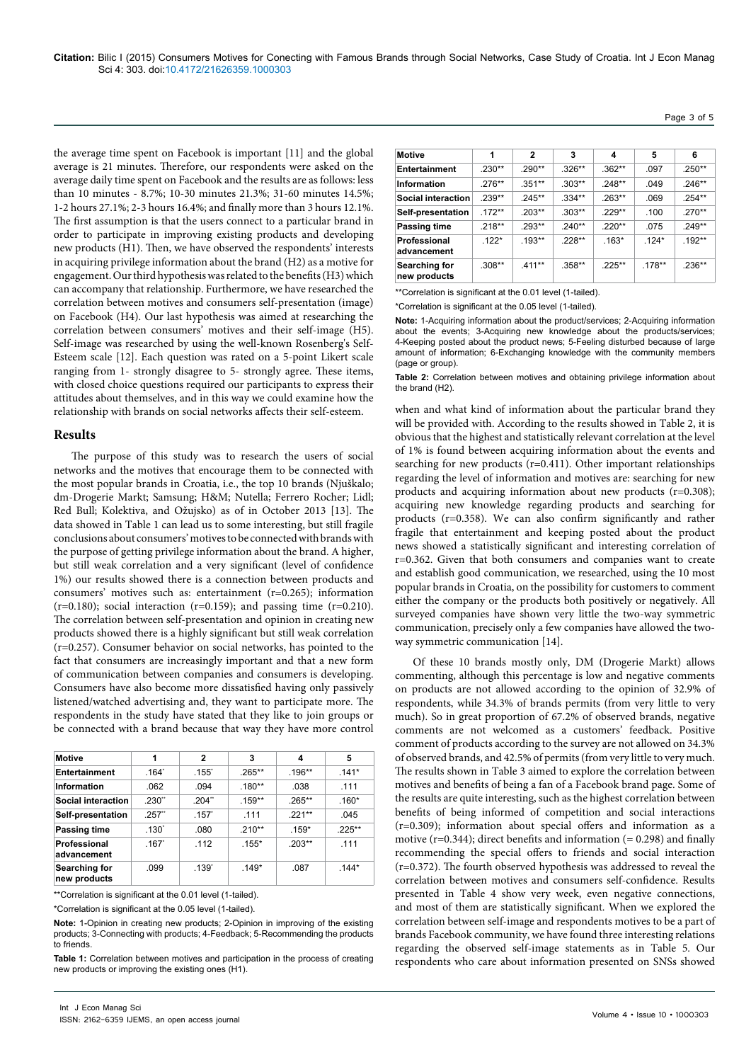the average time spent on Facebook is important [11] and the global average is 21 minutes. Therefore, our respondents were asked on the average daily time spent on Facebook and the results are as follows: less than 10 minutes - 8.7%; 10-30 minutes 21.3%; 31-60 minutes 14.5%; 1-2 hours 27.1%; 2-3 hours 16.4%; and finally more than 3 hours 12.1%. The first assumption is that the users connect to a particular brand in order to participate in improving existing products and developing new products (H1). Then, we have observed the respondents' interests in acquiring privilege information about the brand (H2) as a motive for engagement. Our third hypothesis was related to the benefits (H3) which can accompany that relationship. Furthermore, we have researched the correlation between motives and consumers self-presentation (image) on Facebook (H4). Our last hypothesis was aimed at researching the correlation between consumers' motives and their self-image (H5). Self-image was researched by using the well-known Rosenberg's Self-Esteem scale [12]. Each question was rated on a 5-point Likert scale ranging from 1- strongly disagree to 5- strongly agree. These items, with closed choice questions required our participants to express their attitudes about themselves, and in this way we could examine how the relationship with brands on social networks affects their self-esteem.

## Results

The purpose of this study was to research the users of social networks and the motives that encourage them to be connected with the most popular brands in Croatia, i.e., the top 10 brands (Njuškalo; dm-Drogerie Markt; Samsung; H&M; Nutella; Ferrero Rocher; Lidl; Red Bull; Kolektiva, and Ožujsko) as of in October 2013 [13]. The data showed in Table 1 can lead us to some interesting, but still fragile conclusions about consumers' motives to be connected with brands with the purpose of getting privilege information about the brand. A higher, but still weak correlation and a very significant (level of confidence 1%) our results showed there is a connection between products and consumers' motives such as: entertainment (r=0.265); information (r=0.180); social interaction (r=0.159); and passing time (r=0.210). The correlation between self-presentation and opinion in creating new products showed there is a highly significant but still weak correlation (r=0.257). Consumer behavior on social networks, has pointed to the fact that consumers are increasingly important and that a new form of communication between companies and consumers is developing. Consumers have also become more dissatisfied having only passively listened/watched advertising and, they want to participate more. The respondents in the study have stated that they like to join groups or be connected with a brand because that way they have more control

| Motive | 1 | 2 | 3 | 4 | 5 |
|---|---|---|---|---|---|
| Entertainment | .164* | .155* | .265** | .196** | .141* |
| Information | .062 | .094 | .180** | .038 | .111 |
| Social interaction | .230** | .204** | .159** | .265** | .160* |
| Self-presentation | .257** | .157* | .111 | .221** | .045 |
| Passing time | .130* | .080 | .210** | .159* | .225** |
| Professional advancement | .167* | .112 | .155* | .203** | .111 |
| Searching for new products | .099 | .139* | .149* | .087 | .144* |

**Correlation is significant at the 0.01 level (1-tailed).

*Correlation is significant at the 0.05 level (1-tailed).

**Note:** 1-Opinion in creating new products; 2-Opinion in improving of the existing products; 3-Connecting with products; 4-Feedback; 5-Recommending the products to friends.

**Table 1:** Correlation between motives and participation in the process of creating new products or improving the existing ones (H1).

| Motive | 1 | 2 | 3 | 4 | 5 | 6 |
|---|---|---|---|---|---|---|
| Entertainment | .230** | .290** | .326** | .362** | .097 | .250** |
| Information | .276** | .351** | .303** | .248** | .049 | .246** |
| Social interaction | .239** | .245** | .334** | .263** | .069 | .254** |
| Self-presentation | .172** | .203** | .303** | .229** | .100 | .270** |
| Passing time | .218** | .293** | .240** | .220** | .075 | .249** |
| Professional advancement | .122* | .193** | .228** | .163* | .124* | .192** |
| Searching for new products | .308** | .411** | .358** | .225** | .178** | .236** |

**Correlation is significant at the 0.01 level (1-tailed).

*Correlation is significant at the 0.05 level (1-tailed).

**Note:** 1-Acquiring information about the product/services; 2-Acquiring information about the events; 3-Acquiring new knowledge about the products/services; 4-Keeping posted about the product news; 5-Feeling disturbed because of large amount of information; 6-Exchanging knowledge with the community members (page or group).

**Table 2:** Correlation between motives and obtaining privilege information about the brand (H2).

when and what kind of information about the particular brand they will be provided with. According to the results showed in Table 2, it is obvious that the highest and statistically relevant correlation at the level of 1% is found between acquiring information about the events and searching for new products (r=0.411). Other important relationships regarding the level of information and motives are: searching for new products and acquiring information about new products (r=0.308); acquiring new knowledge regarding products and searching for products (r=0.358). We can also confirm significantly and rather fragile that entertainment and keeping posted about the product news showed a statistically significant and interesting correlation of r=0.362. Given that both consumers and companies want to create and establish good communication, we researched, using the 10 most popular brands in Croatia, on the possibility for customers to comment either the company or the products both positively or negatively. All surveyed companies have shown very little the two-way symmetric communication, precisely only a few companies have allowed the two-way symmetric communication [14].

Of these 10 brands mostly only, DM (Drogerie Markt) allows commenting, although this percentage is low and negative comments on products are not allowed according to the opinion of 32.9% of respondents, while 34.3% of brands permits (from very little to very much). So in great proportion of 67.2% of observed brands, negative comments are not welcomed as a customers' feedback. Positive comment of products according to the survey are not allowed on 34.3% of observed brands, and 42.5% of permits (from very little to very much. The results shown in Table 3 aimed to explore the correlation between motives and benefits of being a fan of a Facebook brand page. Some of the results are quite interesting, such as the highest correlation between benefits of being informed of competition and social interactions (r=0.309); information about special offers and information as a motive (r=0.344); direct benefits and information (= 0.298) and finally recommending the special offers to friends and social interaction (r=0.372). The fourth observed hypothesis was addressed to reveal the correlation between motives and consumers self-confidence. Results presented in Table 4 show very week, even negative connections, and most of them are statistically significant. When we explored the correlation between self-image and respondents motives to be a part of brands Facebook community, we have found three interesting relations regarding the observed self-image statements as in Table 5. Our respondents who care about information presented on SNSs showed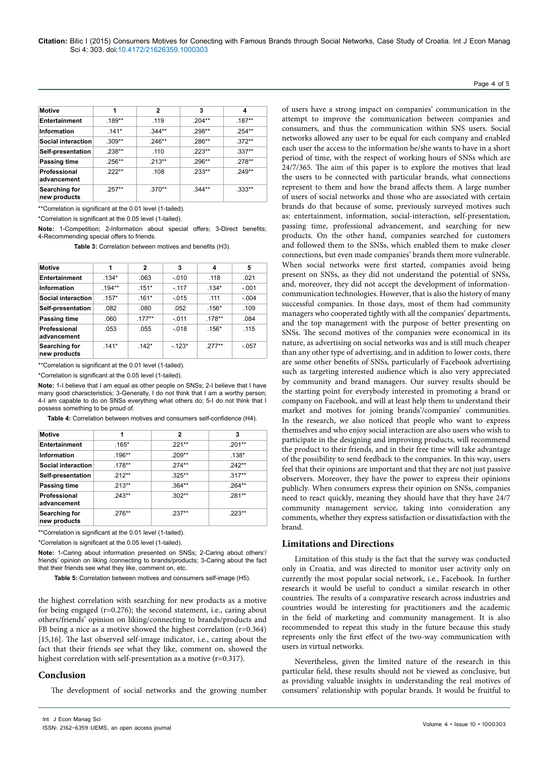| Motive | 1 | 2 | 3 | 4 |
|---|---|---|---|---|
| Entertainment | .189** | .119 | .204** | .187** |
| Information | .141* | .344** | .298** | .254** |
| Social interaction | .309** | .246** | .286** | .372** |
| Self-presentation | .238** | .110 | .223** | .337** |
| Passing time | .256** | .213** | .296** | .278** |
| Professional advancement | .222** | .108 | .233** | .249** |
| Searching for new products | .257** | .370** | .344** | .333** |

**Correlation is significant at the 0.01 level (1-tailed).

*Correlation is significant at the 0.05 level (1-tailed).

**Note:** 1-Competition; 2-Information about special offers; 3-Direct benefits; 4-Recommending special offers to friends.

**Table 3:** Correlation between motives and benefits (H3).

| Motive | 1 | 2 | 3 | 4 | 5 |
|---|---|---|---|---|---|
| Entertainment | .134* | .063 | -.010 | .118 | .021 |
| Information | .194** | .151* | -.117 | .134* | -.001 |
| Social interaction | .157* | .161* | -.015 | .111 | -.004 |
| Self-presentation | .082 | .080 | .052 | .156* | .109 |
| Passing time | .060 | .177** | -.011 | .178** | .084 |
| Professional advancement | .053 | .055 | -.018 | .156* | .115 |
| Searching for new products | .141* | .142* | -.123* | .277** | -.057 |

**Correlation is significant at the 0.01 level (1-tailed).

*Correlation is significant at the 0.05 level (1-tailed).

**Note:** 1-I believe that I am equal as other people on SNSs; 2-I believe that I have many good characteristics; 3-Generally, I do not think that I am a worthy person; 4-I am capable to do on SNSs everything what others do; 5-I do not think that I possess something to be proud of.

**Table 4:** Correlation between motives and consumers self-confidence (H4).

| Motive | 1 | 2 | 3 |
|---|---|---|---|
| Entertainment | .165* | .221** | .201** |
| Information | .196** | .209** | .138* |
| Social interaction | .178** | .274** | .242** |
| Self-presentation | .212** | .325** | .317** |
| Passing time | .213** | .364** | .264** |
| Professional advancement | .243** | .302** | .281** |
| Searching for new products | .276** | .237** | .223** |

**Correlation is significant at the 0.01 level (1-tailed).

*Correlation is significant at the 0.05 level (1-tailed).

**Note:** 1-Caring about information presented on SNSs; 2-Caring about others'/friends' opinion on liking /connecting to brands/products; 3-Caring about the fact that their friends see what they like, comment on, etc.

**Table 5:** Correlation between motives and consumers self-image (H5).

the highest correlation with searching for new products as a motive for being engaged (r=0.276); the second statement, i.e., caring about others/friends' opinion on liking/connecting to brands/products and FB being a nice as a motive showed the highest correlation (r=0.364) [15,16]. The last observed self-image indicator, i.e., caring about the fact that their friends see what they like, comment on, showed the highest correlation with self-presentation as a motive (r=0.317).

## Conclusion

The development of social networks and the growing number of users have a strong impact on companies' communication in the attempt to improve the communication between companies and consumers, and thus the communication within SNS users. Social networks allowed any user to be equal for each company and enabled each user the access to the information he/she wants to have in a short period of time, with the respect of working hours of SNSs which are 24/7/365. The aim of this paper is to explore the motives that lead the users to be connected with particular brands, what connections represent to them and how the brand affects them. A large number of users of social networks and those who are associated with certain brands do that because of some, previously surveyed motives such as: entertainment, information, social-interaction, self-presentation, passing time, professional advancement, and searching for new products. On the other hand, companies searched for customers and followed them to the SNSs, which enabled them to make closer connections, but even made companies' brands them more vulnerable. When social networks were first started, companies avoid being present on SNSs, as they did not understand the potential of SNSs, and, moreover, they did not accept the development of information-communication technologies. However, that is also the history of many successful companies. In those days, most of them had community managers who cooperated tightly with all the companies' departments, and the top management with the purpose of better presenting on SNSs. The second motives of the companies were economical in its nature, as advertising on social networks was and is still much cheaper than any other type of advertising, and in addition to lower costs, there are some other benefits of SNSs, particularly of Facebook advertising such as targeting interested audience which is also very appreciated by community and brand managers. Our survey results should be the starting point for everybody interested in promoting a brand or company on Facebook, and will at least help them to understand their market and motives for joining brands'/companies' communities. In the research, we also noticed that people who want to express themselves and who enjoy social interaction are also users who wish to participate in the designing and improving products, will recommend the product to their friends, and in their free time will take advantage of the possibility to send feedback to the companies. In this way, users feel that their opinions are important and that they are not just passive observers. Moreover, they have the power to express their opinions publicly. When consumers express their opinion on SNSs, companies need to react quickly, meaning they should have that they have 24/7 community management service, taking into consideration any comments, whether they express satisfaction or dissatisfaction with the brand.

## Limitations and Directions

Limitation of this study is the fact that the survey was conducted only in Croatia, and was directed to monitor user activity only on currently the most popular social network, i.e., Facebook. In further research it would be useful to conduct a similar research in other countries. The results of a comparative research across industries and countries would be interesting for practitioners and the academic in the field of marketing and community management. It is also recommended to repeat this study in the future because this study represents only the first effect of the two-way communication with users in virtual networks.

Nevertheless, given the limited nature of the research in this particular field, these results should not be viewed as conclusive, but as providing valuable insights in understanding the real motives of consumers' relationship with popular brands. It would be fruitful to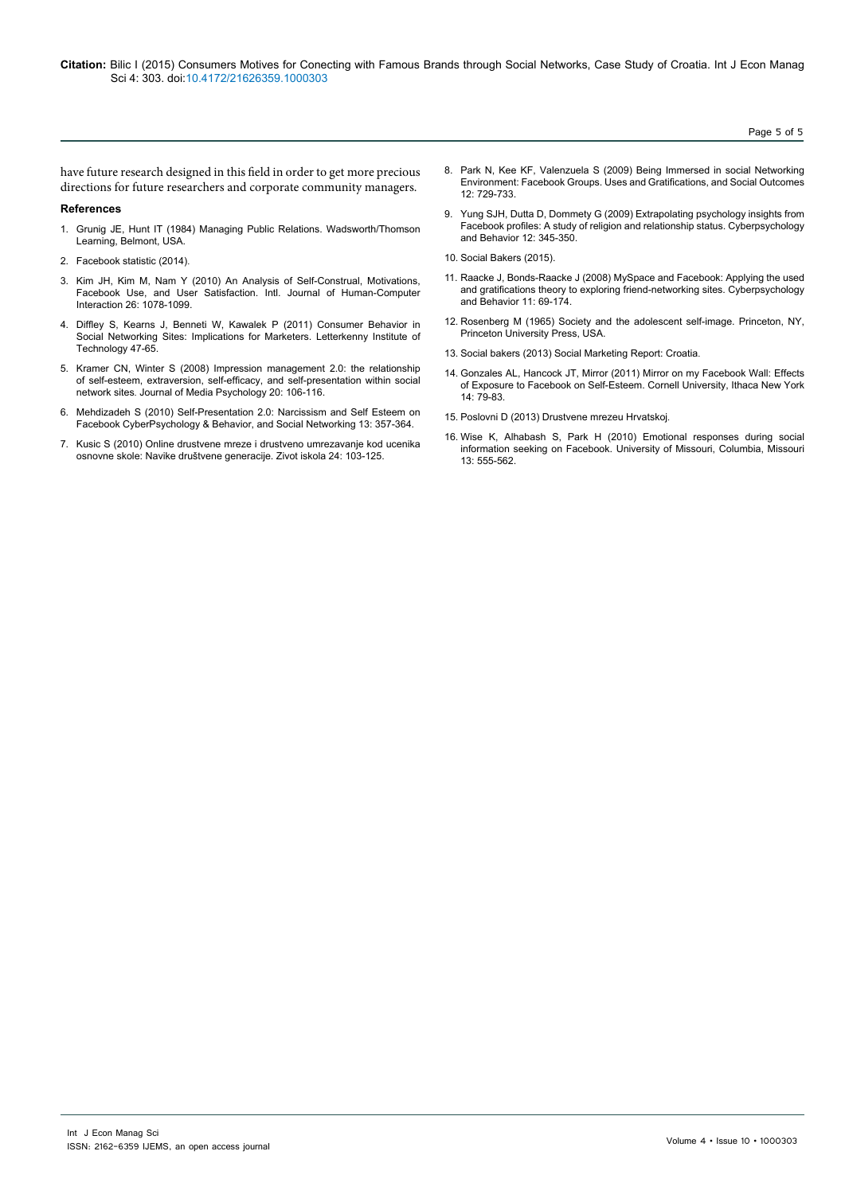have future research designed in this field in order to get more precious directions for future researchers and corporate community managers.

### References

1. Grunig JE, Hunt IT (1984) Managing Public Relations. Wadsworth/Thomson Learning, Belmont, USA.
2. Facebook statistic (2014).
3. Kim JH, Kim M, Nam Y (2010) An Analysis of Self-Construal, Motivations, Facebook Use, and User Satisfaction. Intl. Journal of Human-Computer Interaction 26: 1078-1099.
4. Diffley S, Kearns J, Benneti W, Kawalek P (2011) Consumer Behavior in Social Networking Sites: Implications for Marketers. Letterkenny Institute of Technology 47-65.
5. Kramer CN, Winter S (2008) Impression management 2.0: the relationship of self-esteem, extraversion, self-efficacy, and self-presentation within social network sites. Journal of Media Psychology 20: 106-116.
6. Mehdizadeh S (2010) Self-Presentation 2.0: Narcissism and Self Esteem on Facebook CyberPsychology & Behavior, and Social Networking 13: 357-364.
7. Kusic S (2010) Online drustvene mreze i drustveno umrezavanje kod ucenika osnovne skole: Navike društvene generacije. Zivot iskola 24: 103-125.
8. Park N, Kee KF, Valenzuela S (2009) Being Immersed in social Networking Environment: Facebook Groups. Uses and Gratifications, and Social Outcomes 12: 729-733.
9. Yung SJH, Dutta D, Dommety G (2009) Extrapolating psychology insights from Facebook profiles: A study of religion and relationship status. Cyberpsychology and Behavior 12: 345-350.
10. Social Bakers (2015).
11. Raacke J, Bonds-Raacke J (2008) MySpace and Facebook: Applying the used and gratifications theory to exploring friend-networking sites. Cyberpsychology and Behavior 11: 69-174.
12. Rosenberg M (1965) Society and the adolescent self-image. Princeton, NY, Princeton University Press, USA.
13. Social bakers (2013) Social Marketing Report: Croatia.
14. Gonzales AL, Hancock JT, Mirror (2011) Mirror on my Facebook Wall: Effects of Exposure to Facebook on Self-Esteem. Cornell University, Ithaca New York 14: 79-83.
15. Poslovni D (2013) Drustvene mrezeu Hrvatskoj.
16. Wise K, Alhabash S, Park H (2010) Emotional responses during social information seeking on Facebook. University of Missouri, Columbia, Missouri 13: 555-562.